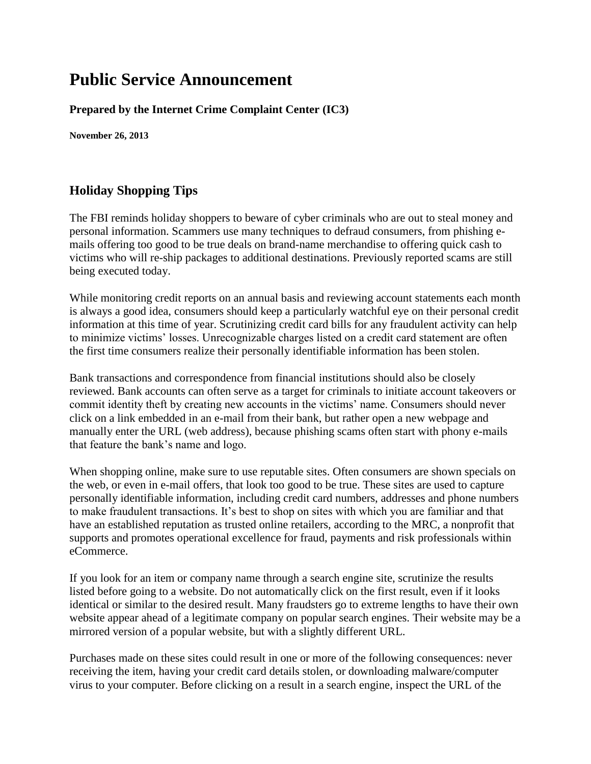# Public Service Announcement

**Prepared by the Internet Crime Complaint Center (IC3)**

**November 26, 2013**

## Holiday Shopping Tips

The FBI reminds holiday shoppers to beware of cyber criminals who are out to steal money and personal information. Scammers use many techniques to defraud consumers, from phishing e-mails offering too good to be true deals on brand-name merchandise to offering quick cash to victims who will re-ship packages to additional destinations. Previously reported scams are still being executed today.

While monitoring credit reports on an annual basis and reviewing account statements each month is always a good idea, consumers should keep a particularly watchful eye on their personal credit information at this time of year. Scrutinizing credit card bills for any fraudulent activity can help to minimize victims' losses. Unrecognizable charges listed on a credit card statement are often the first time consumers realize their personally identifiable information has been stolen.

Bank transactions and correspondence from financial institutions should also be closely reviewed. Bank accounts can often serve as a target for criminals to initiate account takeovers or commit identity theft by creating new accounts in the victims' name. Consumers should never click on a link embedded in an e-mail from their bank, but rather open a new webpage and manually enter the URL (web address), because phishing scams often start with phony e-mails that feature the bank's name and logo.

When shopping online, make sure to use reputable sites. Often consumers are shown specials on the web, or even in e-mail offers, that look too good to be true. These sites are used to capture personally identifiable information, including credit card numbers, addresses and phone numbers to make fraudulent transactions. It's best to shop on sites with which you are familiar and that have an established reputation as trusted online retailers, according to the MRC, a nonprofit that supports and promotes operational excellence for fraud, payments and risk professionals within eCommerce.

If you look for an item or company name through a search engine site, scrutinize the results listed before going to a website. Do not automatically click on the first result, even if it looks identical or similar to the desired result. Many fraudsters go to extreme lengths to have their own website appear ahead of a legitimate company on popular search engines. Their website may be a mirrored version of a popular website, but with a slightly different URL.

Purchases made on these sites could result in one or more of the following consequences: never receiving the item, having your credit card details stolen, or downloading malware/computer virus to your computer. Before clicking on a result in a search engine, inspect the URL of the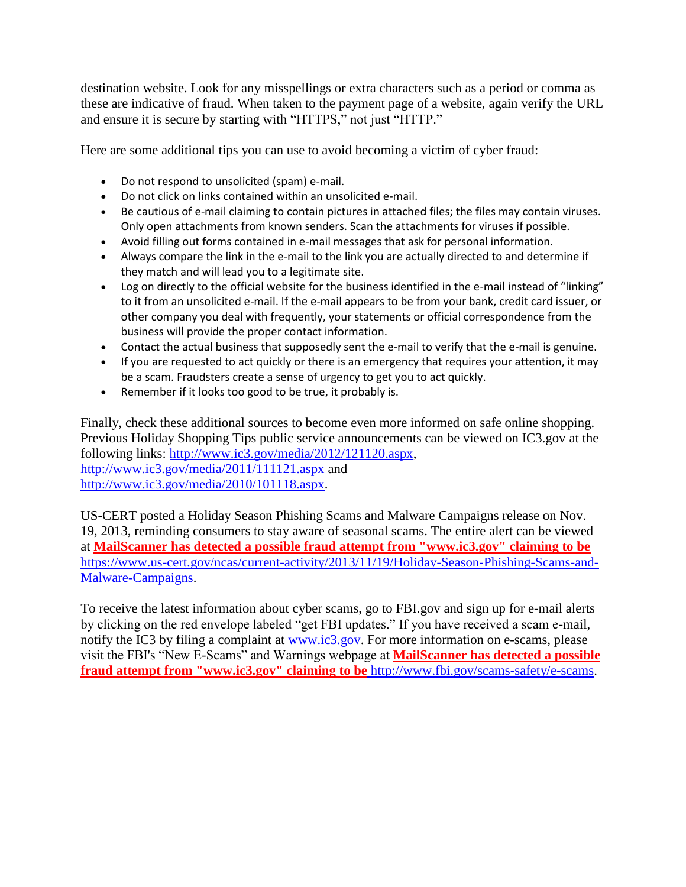destination website. Look for any misspellings or extra characters such as a period or comma as these are indicative of fraud. When taken to the payment page of a website, again verify the URL and ensure it is secure by starting with "HTTPS," not just "HTTP."

Here are some additional tips you can use to avoid becoming a victim of cyber fraud:

- Do not respond to unsolicited (spam) e-mail.
- Do not click on links contained within an unsolicited e-mail.
- Be cautious of e-mail claiming to contain pictures in attached files; the files may contain viruses. Only open attachments from known senders. Scan the attachments for viruses if possible.
- Avoid filling out forms contained in e-mail messages that ask for personal information.
- Always compare the link in the e-mail to the link you are actually directed to and determine if they match and will lead you to a legitimate site.
- Log on directly to the official website for the business identified in the e-mail instead of "linking" to it from an unsolicited e-mail. If the e-mail appears to be from your bank, credit card issuer, or other company you deal with frequently, your statements or official correspondence from the business will provide the proper contact information.
- Contact the actual business that supposedly sent the e-mail to verify that the e-mail is genuine.
- If you are requested to act quickly or there is an emergency that requires your attention, it may be a scam. Fraudsters create a sense of urgency to get you to act quickly.
- Remember if it looks too good to be true, it probably is.

Finally, check these additional sources to become even more informed on safe online shopping. Previous Holiday Shopping Tips public service announcements can be viewed on IC3.gov at the following links: http://www.ic3.gov/media/2012/121120.aspx, http://www.ic3.gov/media/2011/111121.aspx and http://www.ic3.gov/media/2010/101118.aspx.

US-CERT posted a Holiday Season Phishing Scams and Malware Campaigns release on Nov. 19, 2013, reminding consumers to stay aware of seasonal scams. The entire alert can be viewed at **MailScanner has detected a possible fraud attempt from "www.ic3.gov" claiming to be** https://www.us-cert.gov/ncas/current-activity/2013/11/19/Holiday-Season-Phishing-Scams-and-Malware-Campaigns.

To receive the latest information about cyber scams, go to FBI.gov and sign up for e-mail alerts by clicking on the red envelope labeled "get FBI updates." If you have received a scam e-mail, notify the IC3 by filing a complaint at www.ic3.gov. For more information on e-scams, please visit the FBI's "New E-Scams" and Warnings webpage at **MailScanner has detected a possible fraud attempt from "www.ic3.gov" claiming to be** http://www.fbi.gov/scams-safety/e-scams.